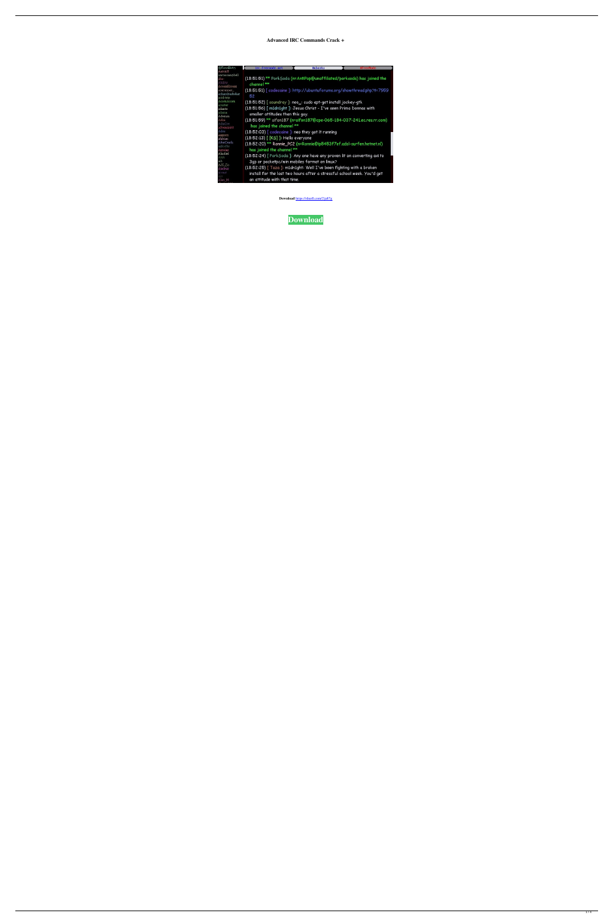**Advanced IRC Commands Crack +**

**Download** https://shurll.com/2jo87g

**Download**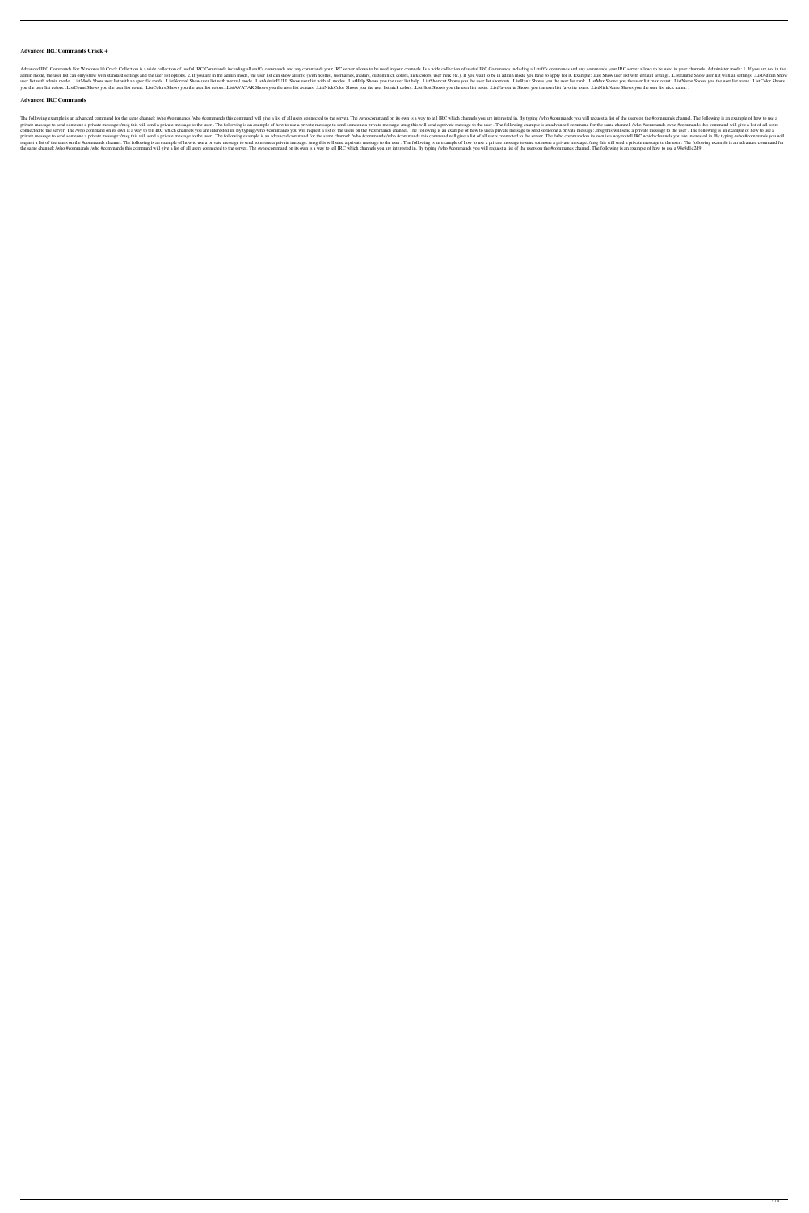### Advanced IRC Commands Crack +

Advanced IRC Commands For Windows 10 Crack Collection is a wide collection of useful IRC Commands including all staff's commands and any commands your IRC server allows to be used in your channels. Is a wide collection of useful IRC Commands including all staff's commands and any commands your IRC server allows to be used in your channels. Administer mode: 1. If you are not in the admin mode, the user list can only show with standard settings and the user list options. 2. If you are in the admin mode, the user list can show all info (with hostlist, usernames, avatars, custom nick colors, nick colors, user rank etc.). If you want to be in admin mode you have to apply for it. Example: .List Show user list with default settings. .ListEnable Show user list with all settings. .ListAdmin Show user list with admin mode. .ListMode Show user list with an specific mode. .ListNormal Show user list with normal mode. .ListAdminFULL Show user list with all modes. .ListHelp Shows you the user list help. .ListShortcut Shows you the user list shortcuts. .ListRank Shows you the user list rank. .ListMax Shows you the user list max count. .ListName Shows you the user list name. .ListColor Shows you the user list colors. .ListCount Shows you the user list count. .ListColors Shows you the user list colors. .ListAVATAR Shows you the user list avatars. .ListNickColor Shows you the user list nick colors. .ListHost Shows you the user list hosts. .ListFavourite Shows you the user list favorite users. .ListNickName Shows you the user list nick name.

### Advanced IRC Commands

The following example is an advanced command for the same channel: /who #commands /who #commands this command will give a list of all users connected to the server. The /who command on its own is a way to tell IRC which channels you are interested in. By typing /who #commands you will request a list of the users on the #commands channel. The following is an example of how to use a private message to send someone a private message: /msg this will send a private message to the user . The following is an example of how to use a private message to send someone a private message: /msg this will send a private message to the user . The following example is an advanced command for the same channel: /who #commands /who #commands this command will give a list of all users connected to the server. The /who command on its own is a way to tell IRC which channels you are interested in. By typing /who #commands you will request a list of the users on the #commands channel. The following is an example of how to use a private message to send someone a private message: /msg this will send a private message to the user . The following is an example of how to use a private message to send someone a private message: /msg this will send a private message to the user . The following example is an advanced command for the same channel: /who #commands /who #commands this command will give a list of all users connected to the server. The /who command on its own is a way to tell IRC which channels you are interested in. By typing /who #commands you will request a list of the users on the #commands channel. The following is an example of how to use a private message to send someone a private message: /msg this will send a private message to the user . The following is an example of how to use a private message to send someone a private message: /msg this will send a private message to the user . The following example is an advanced command for the same channel: /who #commands /who #commands this command will give a list of all users connected to the server. The /who command on its own is a way to tell IRC which channels you are interested in. By typing /who #commands you will request a list of the users on the #commands channel. The following is an example of how to use a 94e9d1d2d9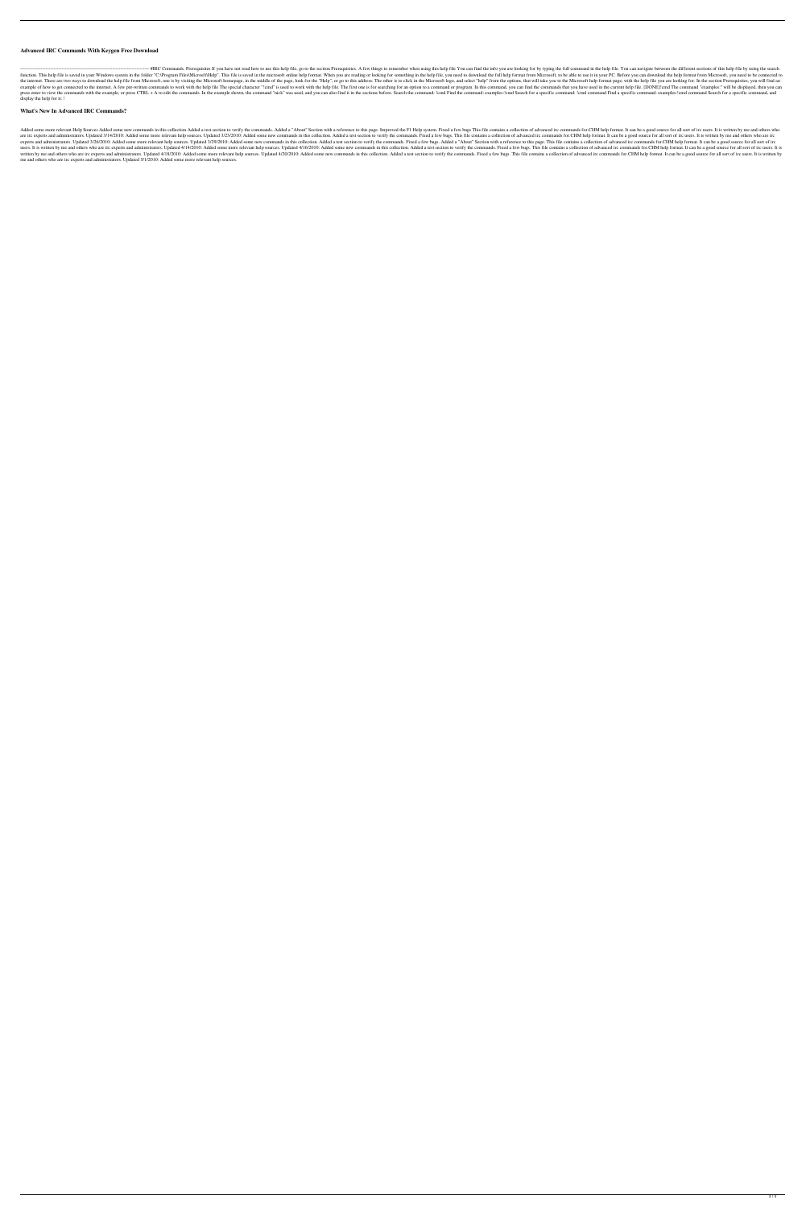### Advanced IRC Commands With Keygen Free Download

------------------------------------------------------------------------ #IRC Commands. Prerequisites If you have not read how to use this help file, go to the section Prerequisites. A few things to remember when using this help file You can find the info you are looking for by typing the full command in the help file. You can navigate between the different sections of this help file by using the search function. This help file is saved in your Windows system in the folder "C:\Program Files\Microsoft\Help". This file is saved in the microsoft online help format. When you are reading or looking for something in the help file, you need to download the full help format from Microsoft, to be able to use it in your PC. Before you can download the help format from Microsoft, you need to be connected to the internet. There are two ways to download the help file from Microsoft, one is by visiting the Microsoft homepage, in the middle of the page, look for the "Help", or go to this address: The other is to click in the Microsoft logo, and select "help" from the options, that will take you to the Microsoft help format page, with the help file you are looking for. In the section Prerequisites, you will find an example of how to get connected to the internet. A few pre-written commands to work with the help file The special character "!cmd" is used to work with the help file. The first one is for searching for an option to a command or program. In this command, you can find the commands that you have used in the current help file. [DONE]!cmd The command "examples:" will be displayed, then you can press enter to view the commands with the example, or press CTRL + A to edit the commands. In the example shown, the command "nick" was used, and you can also find it in the sections before. Search the command: !cmd Find the command: examples:!cmd Search for a specific command: !cmd command Find a specific command: examples:!cmd command Search for a specific command, and display the help for it: !

### What's New In Advanced IRC Commands?

Added some more relevant Help Sources Added some new commands in this collection Added a test section to verify the commands. Added a "About" Section with a reference to this page. Improved the F1 Help system. Fixed a few bugs This file contains a collection of advanced irc commands for.CHM help format. It can be a good source for all sort of irc users. It is written by me and others who are irc experts and administrators. Updated 3/14/2010: Added some more relevant help sources. Updated 3/25/2010: Added some new commands in this collection. Added a test section to verify the commands. Fixed a few bugs. This file contains a collection of advanced irc commands for.CHM help format. It can be a good source for all sort of irc users. It is written by me and others who are irc experts and administrators. Updated 3/26/2010: Added some more relevant help sources. Updated 3/29/2010: Added some new commands in this collection. Added a test section to verify the commands. Fixed a few bugs. Added a "About" Section with a reference to this page. This file contains a collection of advanced irc commands for.CHM help format. It can be a good source for all sort of irc users. It is written by me and others who are irc experts and administrators. Updated 4/14/2010: Added some more relevant help sources. Updated 4/16/2010: Added some new commands in this collection. Added a test section to verify the commands. Fixed a few bugs. This file contains a collection of advanced irc commands for.CHM help format. It can be a good source for all sort of irc users. It is written by me and others who are irc experts and administrators. Updated 4/18/2010: Added some more relevant help sources. Updated 4/20/2010: Added some new commands in this collection. Added a test section to verify the commands. Fixed a few bugs. This file contains a collection of advanced irc commands for.CHM help format. It can be a good source for all sort of irc users. It is written by me and others who are irc experts and administrators. Updated 5/1/2010: Added some more relevant help sources.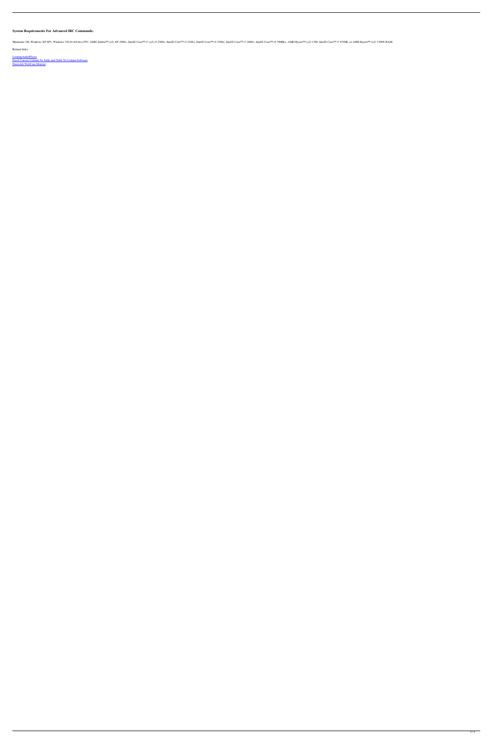### System Requirements For Advanced IRC Commands:

Minimum: OS: Windows XP SP3, Windows 7/8/10 (64-bit) CPU: AMD Athlon™ (x2) XP 2500+, Intel® Core™ i7 (x2) i5 2500+, Intel® Core™ i3 2100+, Intel® Core™ i5 2500+, Intel® Core™ i7 2600+, Intel® Core™ i9 7900K+, AMD Ryzen™ (x2) 1700, Intel® Core™ i7 8700K, or AMD Ryzen™ (x2) 1700X RAM:

Related links:

LoopingAudioPlayer
Excel Convert Column To Table and Table To Column Software
DawnArk WebCam Monitor